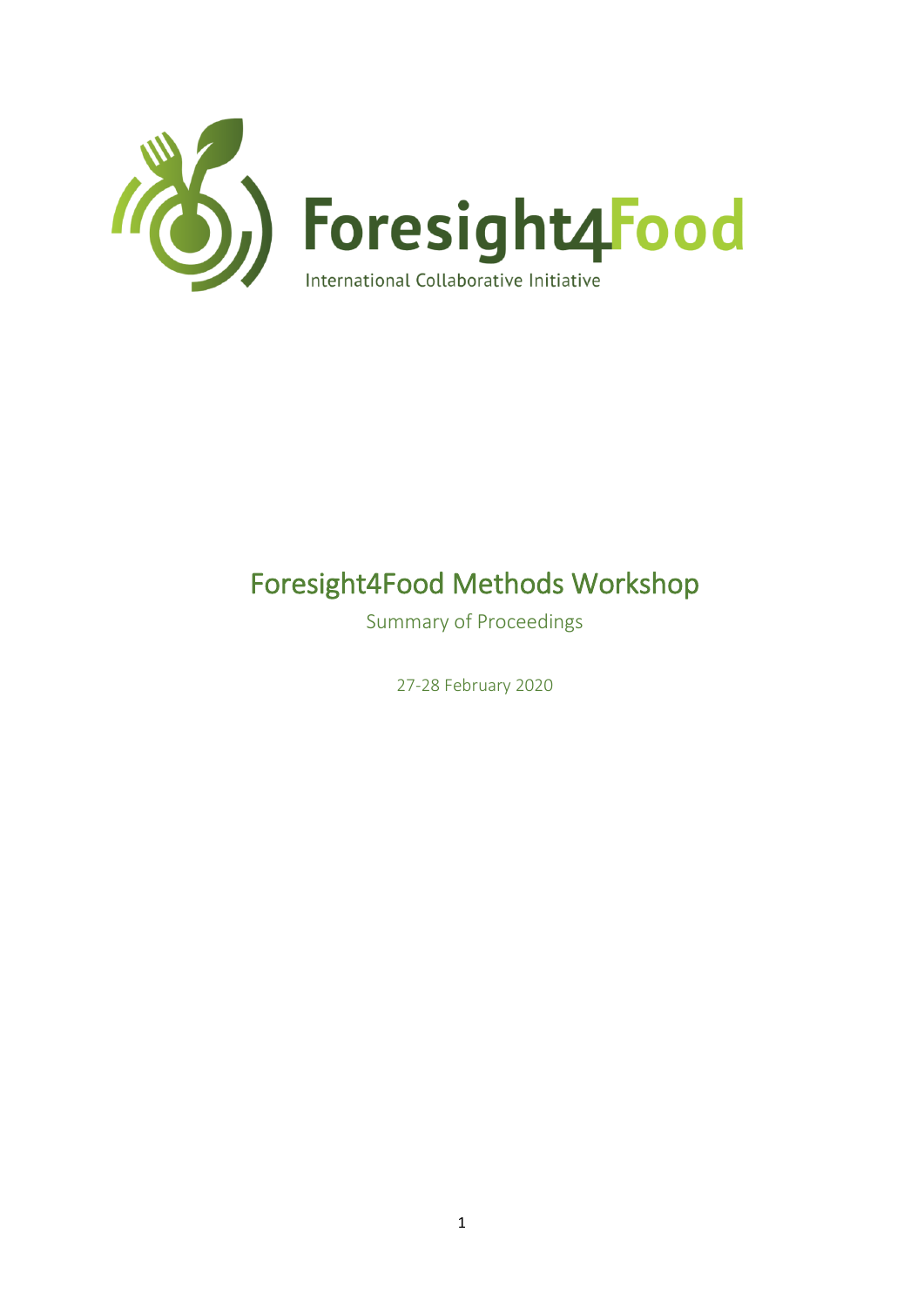Foresight4Food

International Collaborative Initiative

# Foresight4Food Methods Workshop

Summary of Proceedings

27-28 February 2020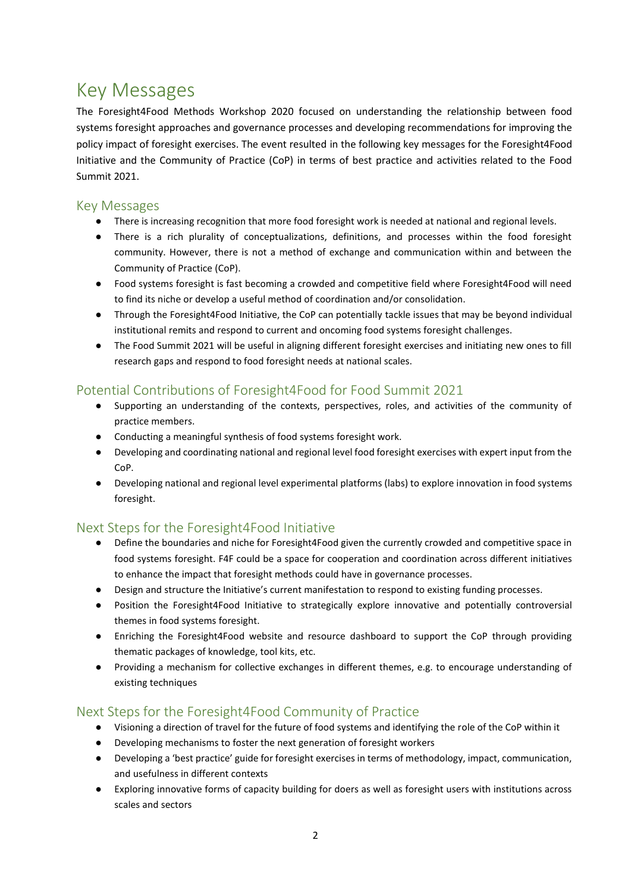# Key Messages

The Foresight4Food Methods Workshop 2020 focused on understanding the relationship between food systems foresight approaches and governance processes and developing recommendations for improving the policy impact of foresight exercises. The event resulted in the following key messages for the Foresight4Food Initiative and the Community of Practice (CoP) in terms of best practice and activities related to the Food Summit 2021.

## Key Messages

- There is increasing recognition that more food foresight work is needed at national and regional levels.
- There is a rich plurality of conceptualizations, definitions, and processes within the food foresight community. However, there is not a method of exchange and communication within and between the Community of Practice (CoP).
- Food systems foresight is fast becoming a crowded and competitive field where Foresight4Food will need to find its niche or develop a useful method of coordination and/or consolidation.
- Through the Foresight4Food Initiative, the CoP can potentially tackle issues that may be beyond individual institutional remits and respond to current and oncoming food systems foresight challenges.
- The Food Summit 2021 will be useful in aligning different foresight exercises and initiating new ones to fill research gaps and respond to food foresight needs at national scales.

## Potential Contributions of Foresight4Food for Food Summit 2021

- Supporting an understanding of the contexts, perspectives, roles, and activities of the community of practice members.
- Conducting a meaningful synthesis of food systems foresight work.
- Developing and coordinating national and regional level food foresight exercises with expert input from the CoP.
- Developing national and regional level experimental platforms (labs) to explore innovation in food systems foresight.

## Next Steps for the Foresight4Food Initiative

- Define the boundaries and niche for Foresight4Food given the currently crowded and competitive space in food systems foresight. F4F could be a space for cooperation and coordination across different initiatives to enhance the impact that foresight methods could have in governance processes.
- Design and structure the Initiative's current manifestation to respond to existing funding processes.
- Position the Foresight4Food Initiative to strategically explore innovative and potentially controversial themes in food systems foresight.
- Enriching the Foresight4Food website and resource dashboard to support the CoP through providing thematic packages of knowledge, tool kits, etc.
- Providing a mechanism for collective exchanges in different themes, e.g. to encourage understanding of existing techniques

## Next Steps for the Foresight4Food Community of Practice

- Visioning a direction of travel for the future of food systems and identifying the role of the CoP within it
- Developing mechanisms to foster the next generation of foresight workers
- Developing a 'best practice' guide for foresight exercises in terms of methodology, impact, communication, and usefulness in different contexts
- Exploring innovative forms of capacity building for doers as well as foresight users with institutions across scales and sectors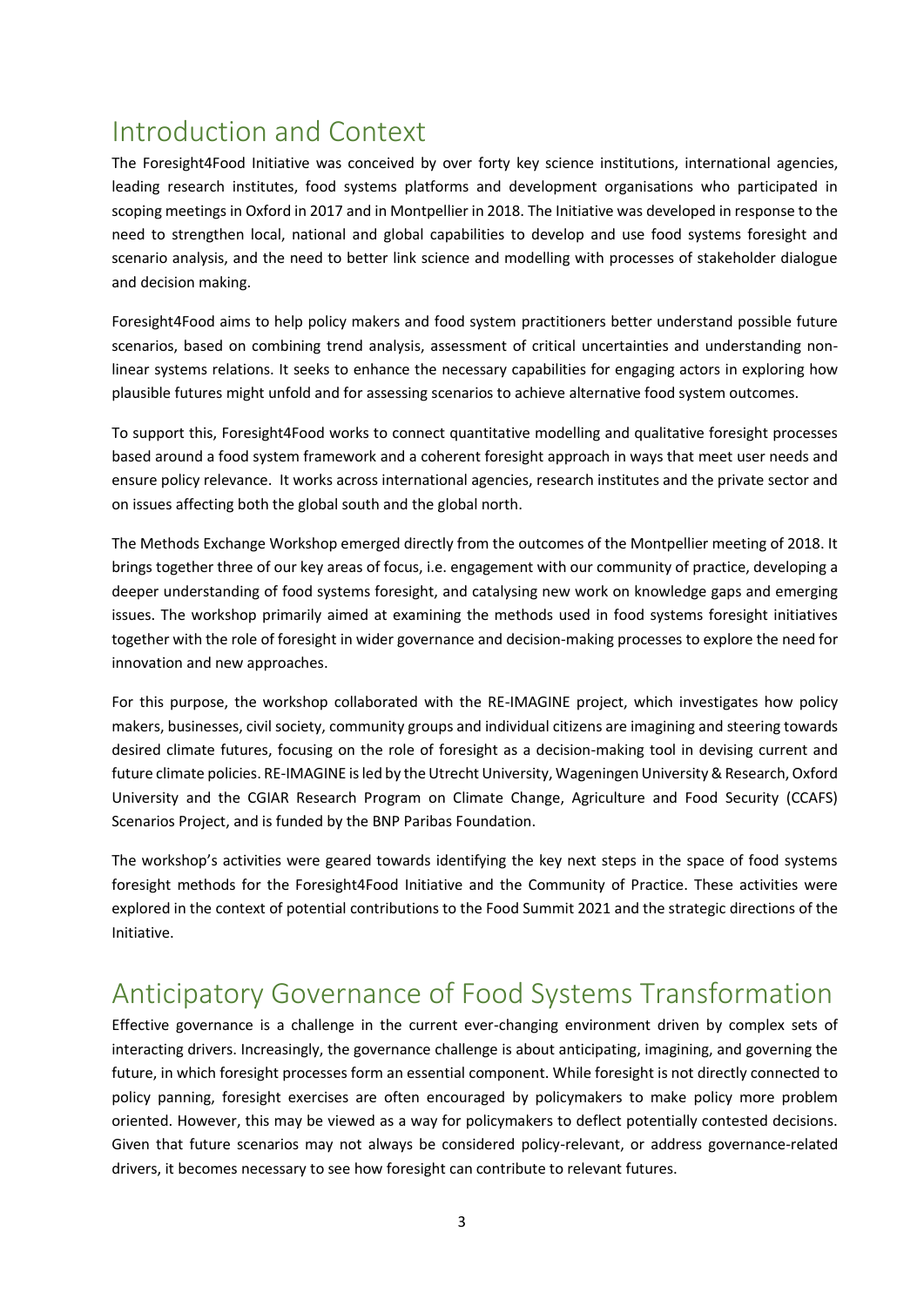# Introduction and Context

The Foresight4Food Initiative was conceived by over forty key science institutions, international agencies, leading research institutes, food systems platforms and development organisations who participated in scoping meetings in Oxford in 2017 and in Montpellier in 2018. The Initiative was developed in response to the need to strengthen local, national and global capabilities to develop and use food systems foresight and scenario analysis, and the need to better link science and modelling with processes of stakeholder dialogue and decision making.

Foresight4Food aims to help policy makers and food system practitioners better understand possible future scenarios, based on combining trend analysis, assessment of critical uncertainties and understanding non-linear systems relations. It seeks to enhance the necessary capabilities for engaging actors in exploring how plausible futures might unfold and for assessing scenarios to achieve alternative food system outcomes.

To support this, Foresight4Food works to connect quantitative modelling and qualitative foresight processes based around a food system framework and a coherent foresight approach in ways that meet user needs and ensure policy relevance. It works across international agencies, research institutes and the private sector and on issues affecting both the global south and the global north.

The Methods Exchange Workshop emerged directly from the outcomes of the Montpellier meeting of 2018. It brings together three of our key areas of focus, i.e. engagement with our community of practice, developing a deeper understanding of food systems foresight, and catalysing new work on knowledge gaps and emerging issues. The workshop primarily aimed at examining the methods used in food systems foresight initiatives together with the role of foresight in wider governance and decision-making processes to explore the need for innovation and new approaches.

For this purpose, the workshop collaborated with the RE-IMAGINE project, which investigates how policy makers, businesses, civil society, community groups and individual citizens are imagining and steering towards desired climate futures, focusing on the role of foresight as a decision-making tool in devising current and future climate policies. RE-IMAGINE is led by the Utrecht University, Wageningen University & Research, Oxford University and the CGIAR Research Program on Climate Change, Agriculture and Food Security (CCAFS) Scenarios Project, and is funded by the BNP Paribas Foundation.

The workshop's activities were geared towards identifying the key next steps in the space of food systems foresight methods for the Foresight4Food Initiative and the Community of Practice. These activities were explored in the context of potential contributions to the Food Summit 2021 and the strategic directions of the Initiative.

# Anticipatory Governance of Food Systems Transformation

Effective governance is a challenge in the current ever-changing environment driven by complex sets of interacting drivers. Increasingly, the governance challenge is about anticipating, imagining, and governing the future, in which foresight processes form an essential component. While foresight is not directly connected to policy panning, foresight exercises are often encouraged by policymakers to make policy more problem oriented. However, this may be viewed as a way for policymakers to deflect potentially contested decisions. Given that future scenarios may not always be considered policy-relevant, or address governance-related drivers, it becomes necessary to see how foresight can contribute to relevant futures.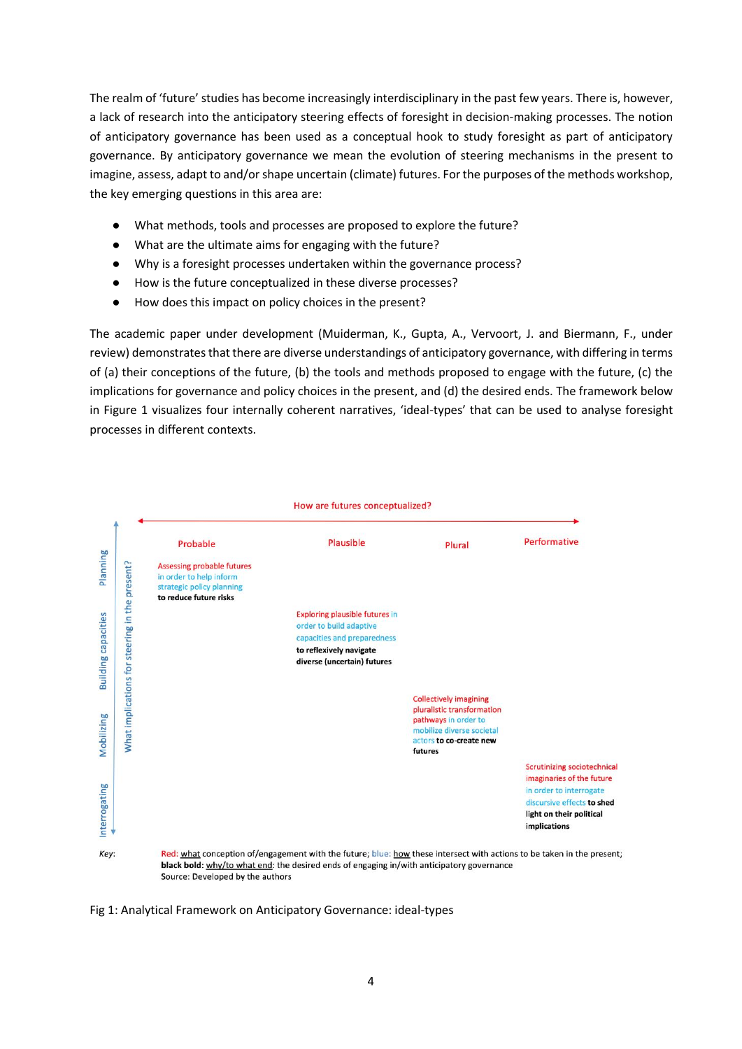The realm of 'future' studies has become increasingly interdisciplinary in the past few years. There is, however, a lack of research into the anticipatory steering effects of foresight in decision-making processes. The notion of anticipatory governance has been used as a conceptual hook to study foresight as part of anticipatory governance. By anticipatory governance we mean the evolution of steering mechanisms in the present to imagine, assess, adapt to and/or shape uncertain (climate) futures. For the purposes of the methods workshop, the key emerging questions in this area are:

- What methods, tools and processes are proposed to explore the future?
- What are the ultimate aims for engaging with the future?
- Why is a foresight processes undertaken within the governance process?
- How is the future conceptualized in these diverse processes?
- How does this impact on policy choices in the present?

The academic paper under development (Muiderman, K., Gupta, A., Vervoort, J. and Biermann, F., under review) demonstrates that there are diverse understandings of anticipatory governance, with differing in terms of (a) their conceptions of the future, (b) the tools and methods proposed to engage with the future, (c) the implications for governance and policy choices in the present, and (d) the desired ends. The framework below in Figure 1 visualizes four internally coherent narratives, 'ideal-types' that can be used to analyse foresight processes in different contexts.

How are futures conceptualized?

| What implications for steering in the present? | Probable | Plausible | Plural | Performative |
|---|---|---|---|---|
| Planning | Assessing probable futures in order to help inform strategic policy planning **to reduce future risks** | | | |
| Building capacities | | Exploring plausible futures in order to build adaptive capacities and preparedness **to reflexively navigate diverse (uncertain) futures** | | |
| Mobilizing | | | Collectively imagining pluralistic transformation pathways in order to mobilize diverse societal actors **to co-create new futures** | |
| Interrogating | | | | Scrutinizing sociotechnical imaginaries of the future in order to interrogate discursive effects **to shed light on their political implications** |

*Key:* Red: <u>what</u> conception of/engagement with the future; blue: <u>how</u> these intersect with actions to be taken in the present; **black bold**: <u>why/to what end</u>: the desired ends of engaging in/with anticipatory governance
Source: Developed by the authors

Fig 1: Analytical Framework on Anticipatory Governance: ideal-types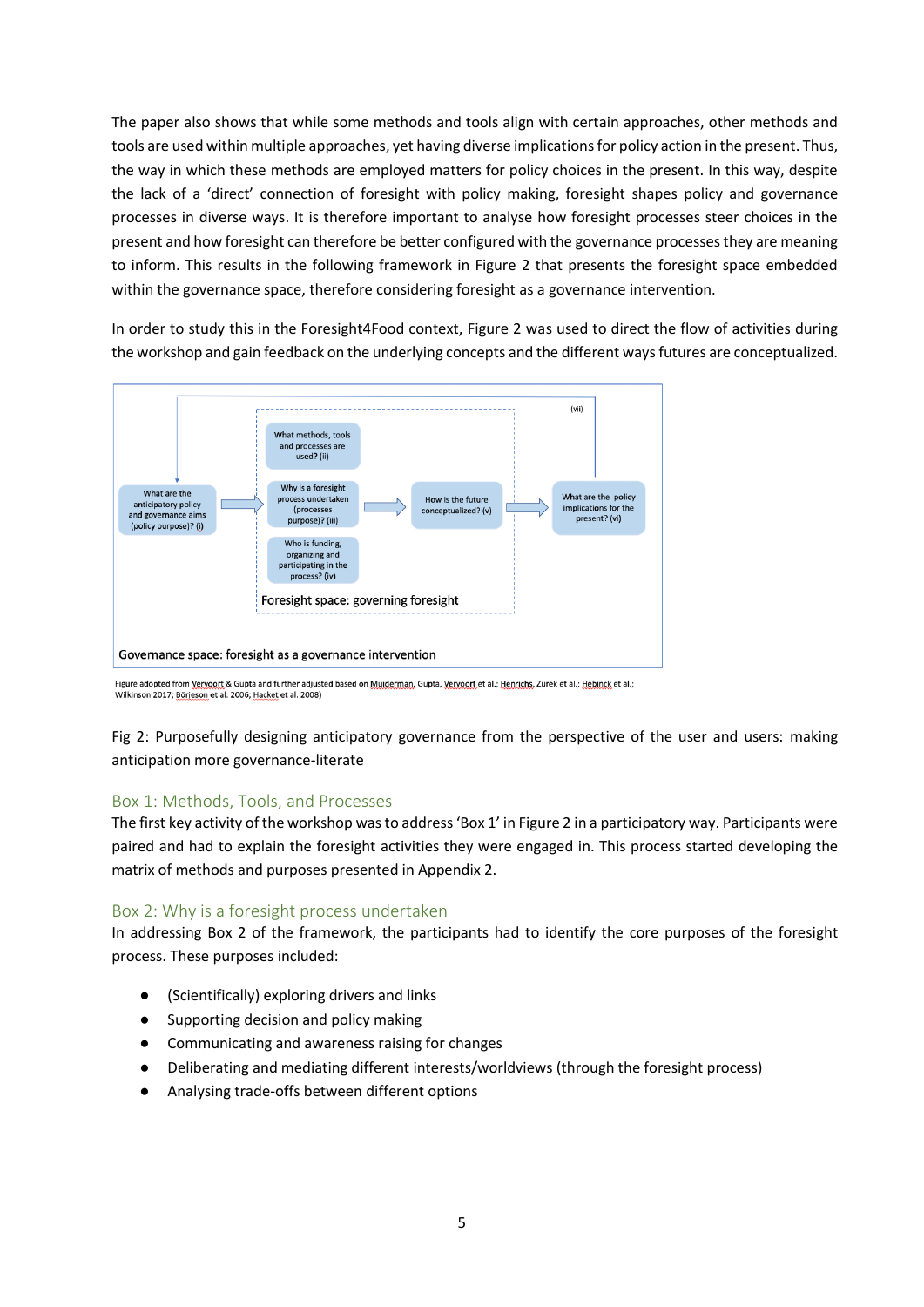The paper also shows that while some methods and tools align with certain approaches, other methods and tools are used within multiple approaches, yet having diverse implications for policy action in the present. Thus, the way in which these methods are employed matters for policy choices in the present. In this way, despite the lack of a 'direct' connection of foresight with policy making, foresight shapes policy and governance processes in diverse ways. It is therefore important to analyse how foresight processes steer choices in the present and how foresight can therefore be better configured with the governance processes they are meaning to inform. This results in the following framework in Figure 2 that presents the foresight space embedded within the governance space, therefore considering foresight as a governance intervention.

In order to study this in the Foresight4Food context, Figure 2 was used to direct the flow of activities during the workshop and gain feedback on the underlying concepts and the different ways futures are conceptualized.

What are the anticipatory policy and governance aims (policy purpose)? (i)

What methods, tools and processes are used? (ii)

Why is a foresight process undertaken (processes purpose)? (iii)

Who is funding, organizing and participating in the process? (iv)

How is the future conceptualized? (v)

What are the policy implications for the present? (vi)

(vii)

Foresight space: governing foresight

Governance space: foresight as a governance intervention

Figure adopted from Vervoort & Gupta and further adjusted based on Muiderman, Gupta, Vervoort et al.; Henrichs, Zurek et al.; Hebinck et al.; Wilkinson 2017; Börjeson et al. 2006; Hacket et al. 2008)

Fig 2: Purposefully designing anticipatory governance from the perspective of the user and users: making anticipation more governance-literate

## Box 1: Methods, Tools, and Processes

The first key activity of the workshop was to address 'Box 1' in Figure 2 in a participatory way. Participants were paired and had to explain the foresight activities they were engaged in. This process started developing the matrix of methods and purposes presented in Appendix 2.

## Box 2: Why is a foresight process undertaken

In addressing Box 2 of the framework, the participants had to identify the core purposes of the foresight process. These purposes included:

- (Scientifically) exploring drivers and links
- Supporting decision and policy making
- Communicating and awareness raising for changes
- Deliberating and mediating different interests/worldviews (through the foresight process)
- Analysing trade-offs between different options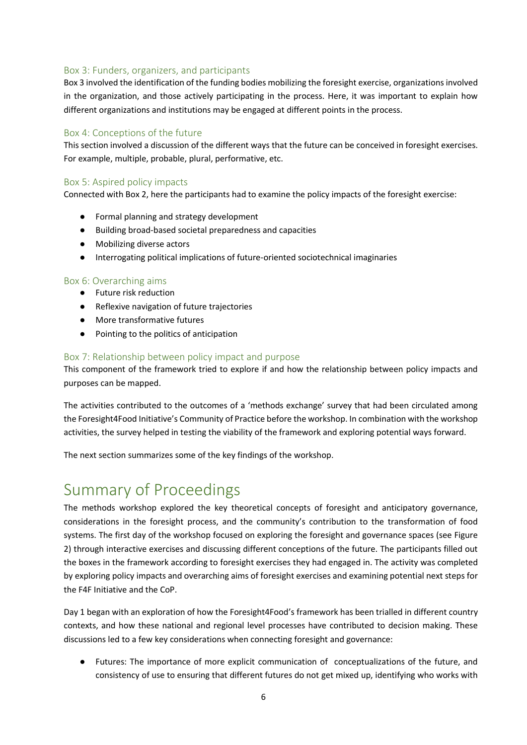### Box 3: Funders, organizers, and participants

Box 3 involved the identification of the funding bodies mobilizing the foresight exercise, organizations involved in the organization, and those actively participating in the process. Here, it was important to explain how different organizations and institutions may be engaged at different points in the process.

### Box 4: Conceptions of the future

This section involved a discussion of the different ways that the future can be conceived in foresight exercises. For example, multiple, probable, plural, performative, etc.

### Box 5: Aspired policy impacts

Connected with Box 2, here the participants had to examine the policy impacts of the foresight exercise:

- Formal planning and strategy development
- Building broad-based societal preparedness and capacities
- Mobilizing diverse actors
- Interrogating political implications of future-oriented sociotechnical imaginaries

### Box 6: Overarching aims

- Future risk reduction
- Reflexive navigation of future trajectories
- More transformative futures
- Pointing to the politics of anticipation

### Box 7: Relationship between policy impact and purpose

This component of the framework tried to explore if and how the relationship between policy impacts and purposes can be mapped.

The activities contributed to the outcomes of a 'methods exchange' survey that had been circulated among the Foresight4Food Initiative's Community of Practice before the workshop. In combination with the workshop activities, the survey helped in testing the viability of the framework and exploring potential ways forward.

The next section summarizes some of the key findings of the workshop.

# Summary of Proceedings

The methods workshop explored the key theoretical concepts of foresight and anticipatory governance, considerations in the foresight process, and the community's contribution to the transformation of food systems. The first day of the workshop focused on exploring the foresight and governance spaces (see Figure 2) through interactive exercises and discussing different conceptions of the future. The participants filled out the boxes in the framework according to foresight exercises they had engaged in. The activity was completed by exploring policy impacts and overarching aims of foresight exercises and examining potential next steps for the F4F Initiative and the CoP.

Day 1 began with an exploration of how the Foresight4Food's framework has been trialled in different country contexts, and how these national and regional level processes have contributed to decision making. These discussions led to a few key considerations when connecting foresight and governance:

- Futures: The importance of more explicit communication of conceptualizations of the future, and consistency of use to ensuring that different futures do not get mixed up, identifying who works with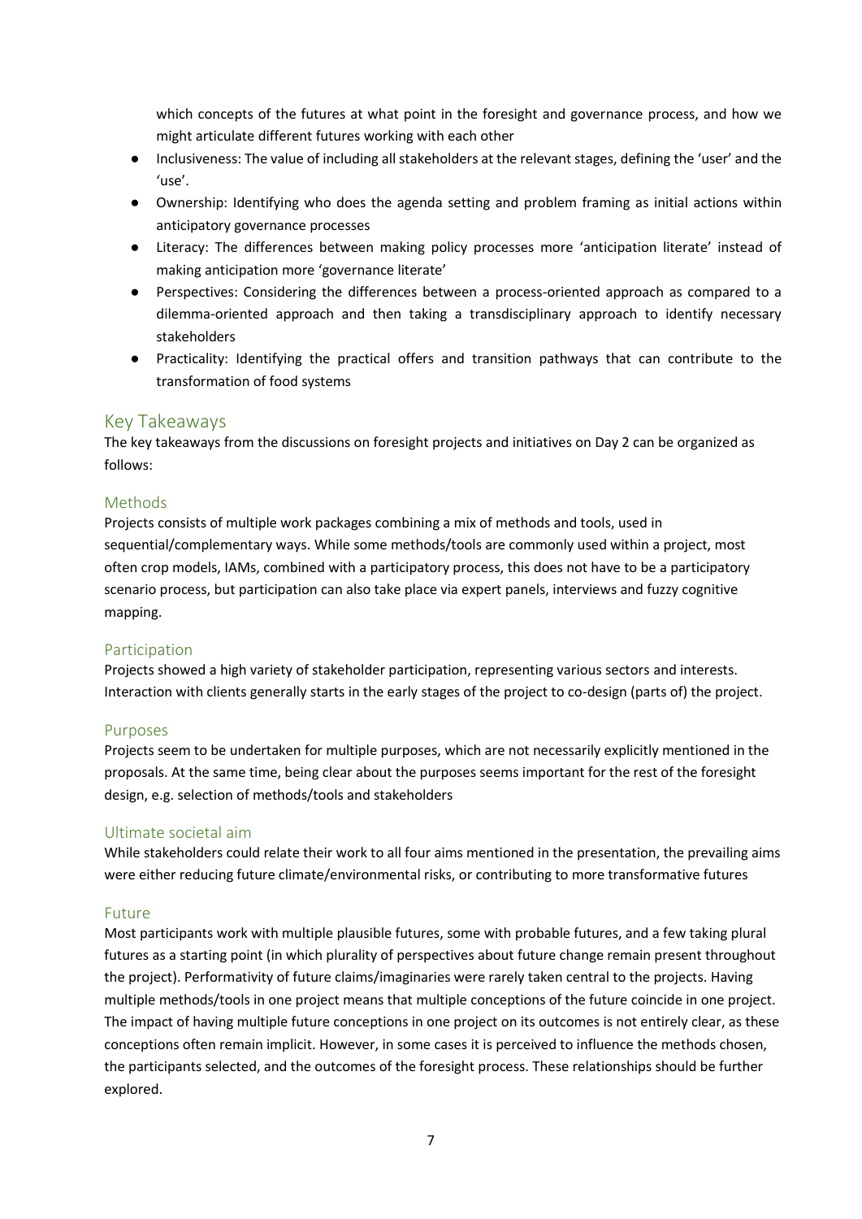which concepts of the futures at what point in the foresight and governance process, and how we might articulate different futures working with each other

- Inclusiveness: The value of including all stakeholders at the relevant stages, defining the 'user' and the 'use'.
- Ownership: Identifying who does the agenda setting and problem framing as initial actions within anticipatory governance processes
- Literacy: The differences between making policy processes more 'anticipation literate' instead of making anticipation more 'governance literate'
- Perspectives: Considering the differences between a process-oriented approach as compared to a dilemma-oriented approach and then taking a transdisciplinary approach to identify necessary stakeholders
- Practicality: Identifying the practical offers and transition pathways that can contribute to the transformation of food systems

## Key Takeaways

The key takeaways from the discussions on foresight projects and initiatives on Day 2 can be organized as follows:

### Methods

Projects consists of multiple work packages combining a mix of methods and tools, used in sequential/complementary ways. While some methods/tools are commonly used within a project, most often crop models, IAMs, combined with a participatory process, this does not have to be a participatory scenario process, but participation can also take place via expert panels, interviews and fuzzy cognitive mapping.

### Participation

Projects showed a high variety of stakeholder participation, representing various sectors and interests. Interaction with clients generally starts in the early stages of the project to co-design (parts of) the project.

### Purposes

Projects seem to be undertaken for multiple purposes, which are not necessarily explicitly mentioned in the proposals. At the same time, being clear about the purposes seems important for the rest of the foresight design, e.g. selection of methods/tools and stakeholders

### Ultimate societal aim

While stakeholders could relate their work to all four aims mentioned in the presentation, the prevailing aims were either reducing future climate/environmental risks, or contributing to more transformative futures

### Future

Most participants work with multiple plausible futures, some with probable futures, and a few taking plural futures as a starting point (in which plurality of perspectives about future change remain present throughout the project). Performativity of future claims/imaginaries were rarely taken central to the projects. Having multiple methods/tools in one project means that multiple conceptions of the future coincide in one project. The impact of having multiple future conceptions in one project on its outcomes is not entirely clear, as these conceptions often remain implicit. However, in some cases it is perceived to influence the methods chosen, the participants selected, and the outcomes of the foresight process. These relationships should be further explored.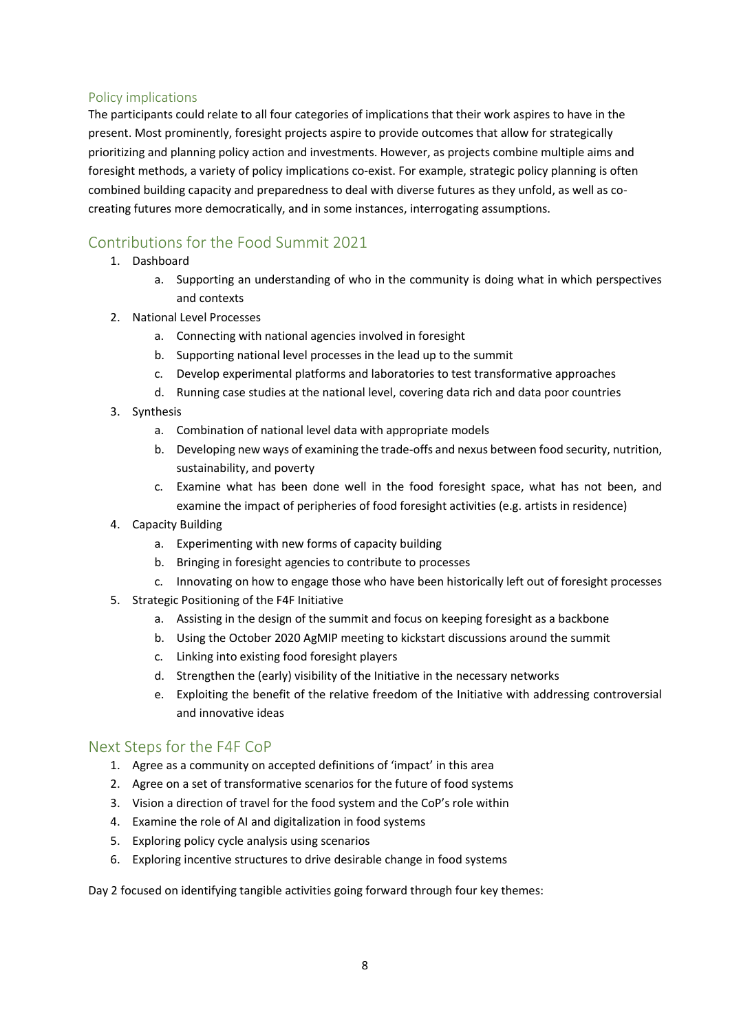### Policy implications

The participants could relate to all four categories of implications that their work aspires to have in the present. Most prominently, foresight projects aspire to provide outcomes that allow for strategically prioritizing and planning policy action and investments. However, as projects combine multiple aims and foresight methods, a variety of policy implications co-exist. For example, strategic policy planning is often combined building capacity and preparedness to deal with diverse futures as they unfold, as well as co-creating futures more democratically, and in some instances, interrogating assumptions.

## Contributions for the Food Summit 2021

1. Dashboard
   a. Supporting an understanding of who in the community is doing what in which perspectives and contexts
2. National Level Processes
   a. Connecting with national agencies involved in foresight
   b. Supporting national level processes in the lead up to the summit
   c. Develop experimental platforms and laboratories to test transformative approaches
   d. Running case studies at the national level, covering data rich and data poor countries
3. Synthesis
   a. Combination of national level data with appropriate models
   b. Developing new ways of examining the trade-offs and nexus between food security, nutrition, sustainability, and poverty
   c. Examine what has been done well in the food foresight space, what has not been, and examine the impact of peripheries of food foresight activities (e.g. artists in residence)
4. Capacity Building
   a. Experimenting with new forms of capacity building
   b. Bringing in foresight agencies to contribute to processes
   c. Innovating on how to engage those who have been historically left out of foresight processes
5. Strategic Positioning of the F4F Initiative
   a. Assisting in the design of the summit and focus on keeping foresight as a backbone
   b. Using the October 2020 AgMIP meeting to kickstart discussions around the summit
   c. Linking into existing food foresight players
   d. Strengthen the (early) visibility of the Initiative in the necessary networks
   e. Exploiting the benefit of the relative freedom of the Initiative with addressing controversial and innovative ideas

## Next Steps for the F4F CoP

1. Agree as a community on accepted definitions of 'impact' in this area
2. Agree on a set of transformative scenarios for the future of food systems
3. Vision a direction of travel for the food system and the CoP's role within
4. Examine the role of AI and digitalization in food systems
5. Exploring policy cycle analysis using scenarios
6. Exploring incentive structures to drive desirable change in food systems

Day 2 focused on identifying tangible activities going forward through four key themes: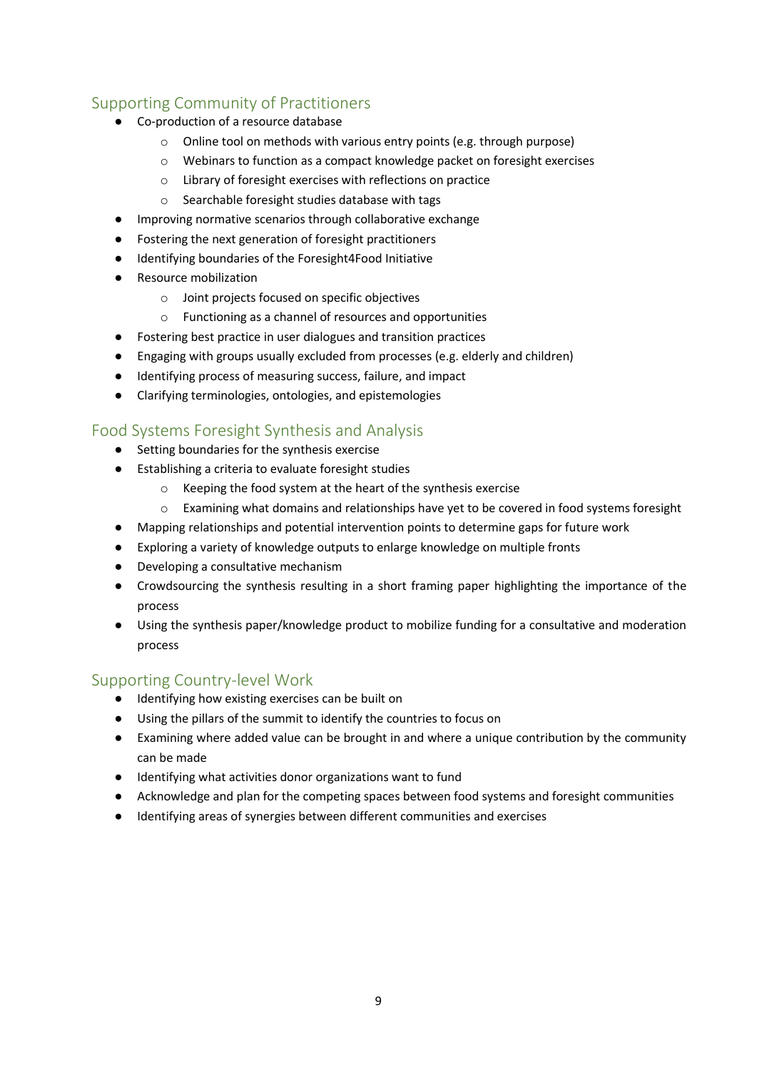## Supporting Community of Practitioners

- Co-production of a resource database
  - Online tool on methods with various entry points (e.g. through purpose)
  - Webinars to function as a compact knowledge packet on foresight exercises
  - Library of foresight exercises with reflections on practice
  - Searchable foresight studies database with tags
- Improving normative scenarios through collaborative exchange
- Fostering the next generation of foresight practitioners
- Identifying boundaries of the Foresight4Food Initiative
- Resource mobilization
  - Joint projects focused on specific objectives
  - Functioning as a channel of resources and opportunities
- Fostering best practice in user dialogues and transition practices
- Engaging with groups usually excluded from processes (e.g. elderly and children)
- Identifying process of measuring success, failure, and impact
- Clarifying terminologies, ontologies, and epistemologies

## Food Systems Foresight Synthesis and Analysis

- Setting boundaries for the synthesis exercise
- Establishing a criteria to evaluate foresight studies
  - Keeping the food system at the heart of the synthesis exercise
  - Examining what domains and relationships have yet to be covered in food systems foresight
- Mapping relationships and potential intervention points to determine gaps for future work
- Exploring a variety of knowledge outputs to enlarge knowledge on multiple fronts
- Developing a consultative mechanism
- Crowdsourcing the synthesis resulting in a short framing paper highlighting the importance of the process
- Using the synthesis paper/knowledge product to mobilize funding for a consultative and moderation process

## Supporting Country-level Work

- Identifying how existing exercises can be built on
- Using the pillars of the summit to identify the countries to focus on
- Examining where added value can be brought in and where a unique contribution by the community can be made
- Identifying what activities donor organizations want to fund
- Acknowledge and plan for the competing spaces between food systems and foresight communities
- Identifying areas of synergies between different communities and exercises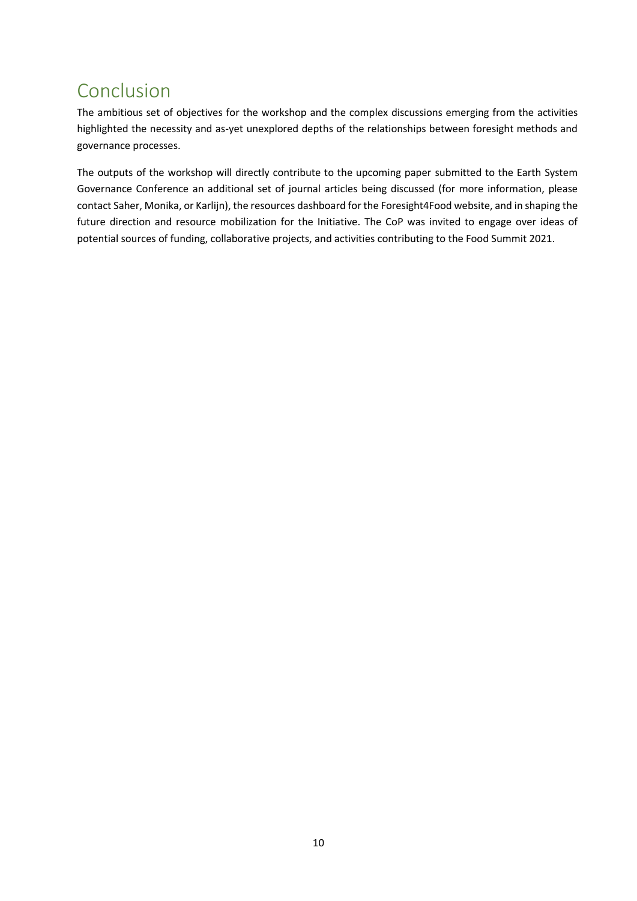# Conclusion

The ambitious set of objectives for the workshop and the complex discussions emerging from the activities highlighted the necessity and as-yet unexplored depths of the relationships between foresight methods and governance processes.

The outputs of the workshop will directly contribute to the upcoming paper submitted to the Earth System Governance Conference an additional set of journal articles being discussed (for more information, please contact Saher, Monika, or Karlijn), the resources dashboard for the Foresight4Food website, and in shaping the future direction and resource mobilization for the Initiative. The CoP was invited to engage over ideas of potential sources of funding, collaborative projects, and activities contributing to the Food Summit 2021.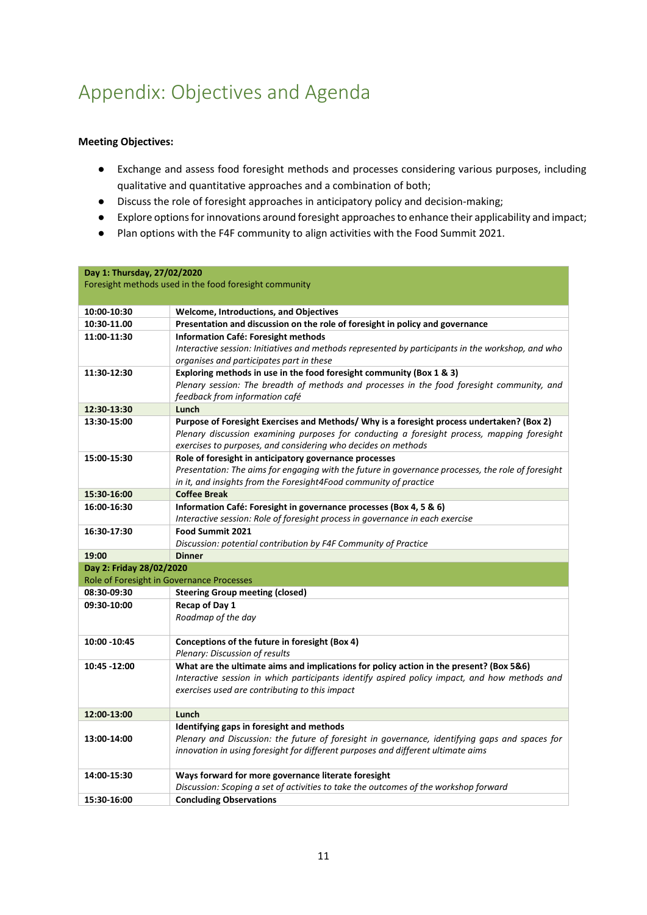# Appendix: Objectives and Agenda

**Meeting Objectives:**

- Exchange and assess food foresight methods and processes considering various purposes, including qualitative and quantitative approaches and a combination of both;
- Discuss the role of foresight approaches in anticipatory policy and decision-making;
- Explore options for innovations around foresight approaches to enhance their applicability and impact;
- Plan options with the F4F community to align activities with the Food Summit 2021.

| | |
|---|---|
| **Day 1: Thursday, 27/02/2020**<br>Foresight methods used in the food foresight community | |
| **10:00-10:30** | **Welcome, Introductions, and Objectives** |
| **10:30-11.00** | **Presentation and discussion on the role of foresight in policy and governance** |
| **11:00-11:30** | **Information Café: Foresight methods**<br>*Interactive session: Initiatives and methods represented by participants in the workshop, and who organises and participates part in these* |
| **11:30-12:30** | **Exploring methods in use in the food foresight community (Box 1 & 3)**<br>*Plenary session: The breadth of methods and processes in the food foresight community, and feedback from information café* |
| **12:30-13:30** | **Lunch** |
| **13:30-15:00** | **Purpose of Foresight Exercises and Methods/ Why is a foresight process undertaken? (Box 2)**<br>*Plenary discussion examining purposes for conducting a foresight process, mapping foresight exercises to purposes, and considering who decides on methods* |
| **15:00-15:30** | **Role of foresight in anticipatory governance processes**<br>*Presentation: The aims for engaging with the future in governance processes, the role of foresight in it, and insights from the Foresight4Food community of practice* |
| **15:30-16:00** | **Coffee Break** |
| **16:00-16:30** | **Information Café: Foresight in governance processes (Box 4, 5 & 6)**<br>*Interactive session: Role of foresight process in governance in each exercise* |
| **16:30-17:30** | **Food Summit 2021**<br>*Discussion: potential contribution by F4F Community of Practice* |
| **19:00** | **Dinner** |
| **Day 2: Friday 28/02/2020**<br>Role of Foresight in Governance Processes | |
| **08:30-09:30** | **Steering Group meeting (closed)** |
| **09:30-10:00** | **Recap of Day 1**<br>*Roadmap of the day* |
| **10:00 -10:45** | **Conceptions of the future in foresight (Box 4)**<br>*Plenary: Discussion of results* |
| **10:45 -12:00** | **What are the ultimate aims and implications for policy action in the present? (Box 5&6)**<br>*Interactive session in which participants identify aspired policy impact, and how methods and exercises used are contributing to this impact* |
| **12:00-13:00** | **Lunch** |
| **13:00-14:00** | **Identifying gaps in foresight and methods**<br>*Plenary and Discussion: the future of foresight in governance, identifying gaps and spaces for innovation in using foresight for different purposes and different ultimate aims* |
| **14:00-15:30** | **Ways forward for more governance literate foresight**<br>*Discussion: Scoping a set of activities to take the outcomes of the workshop forward* |
| **15:30-16:00** | **Concluding Observations** |